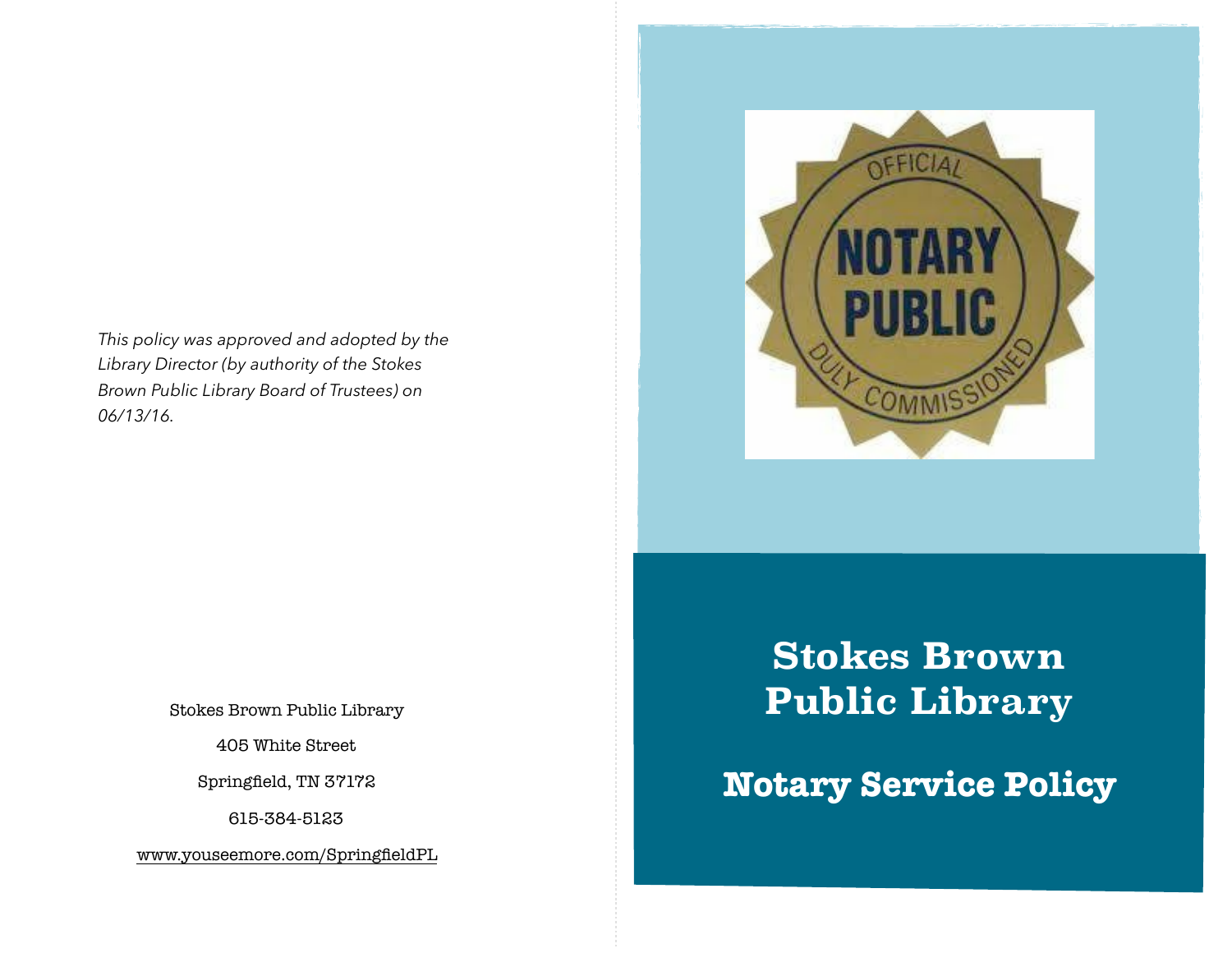*This policy was approved and adopted by the Library Director (by authority of the Stokes Brown Public Library Board of Trustees) on 06/13/16.*

Stokes Brown Public Library

405 White Street

Springfield, TN 37172

615-384-5123

www.youseemore.com/SpringfieldPL

OFFICIAL NOTARY PUBLIC DULY COMMISSIONED

# Stokes Brown Public Library

## Notary Service Policy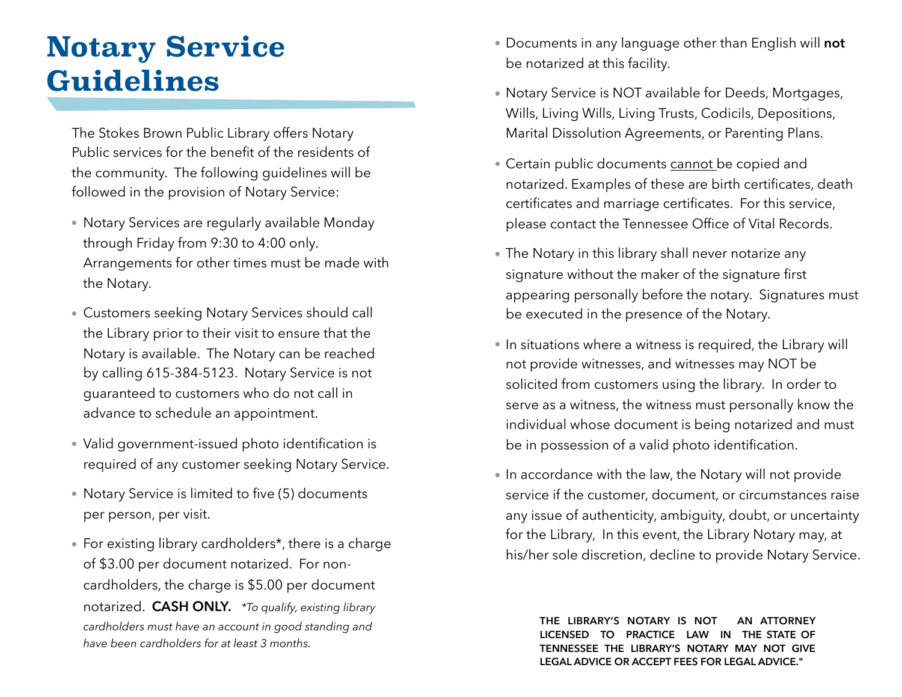# Notary Service Guidelines

The Stokes Brown Public Library offers Notary Public services for the benefit of the residents of the community. The following guidelines will be followed in the provision of Notary Service:

- Notary Services are regularly available Monday through Friday from 9:30 to 4:00 only. Arrangements for other times must be made with the Notary.
- Customers seeking Notary Services should call the Library prior to their visit to ensure that the Notary is available. The Notary can be reached by calling 615-384-5123. Notary Service is not guaranteed to customers who do not call in advance to schedule an appointment.
- Valid government-issued photo identification is required of any customer seeking Notary Service.
- Notary Service is limited to five (5) documents per person, per visit.
- For existing library cardholders*, there is a charge of $3.00 per document notarized. For non-cardholders, the charge is $5.00 per document notarized. **CASH ONLY.** *\*To qualify, existing library cardholders must have an account in good standing and have been cardholders for at least 3 months.*
- Documents in any language other than English will **not** be notarized at this facility.
- Notary Service is NOT available for Deeds, Mortgages, Wills, Living Wills, Living Trusts, Codicils, Depositions, Marital Dissolution Agreements, or Parenting Plans.
- Certain public documents <u>cannot</u> be copied and notarized. Examples of these are birth certificates, death certificates and marriage certificates. For this service, please contact the Tennessee Office of Vital Records.
- The Notary in this library shall never notarize any signature without the maker of the signature first appearing personally before the notary. Signatures must be executed in the presence of the Notary.
- In situations where a witness is required, the Library will not provide witnesses, and witnesses may NOT be solicited from customers using the library. In order to serve as a witness, the witness must personally know the individual whose document is being notarized and must be in possession of a valid photo identification.
- In accordance with the law, the Notary will not provide service if the customer, document, or circumstances raise any issue of authenticity, ambiguity, doubt, or uncertainty for the Library, In this event, the Library Notary may, at his/her sole discretion, decline to provide Notary Service.

**THE LIBRARY'S NOTARY IS NOT AN ATTORNEY LICENSED TO PRACTICE LAW IN THE STATE OF TENNESSEE THE LIBRARY'S NOTARY MAY NOT GIVE LEGAL ADVICE OR ACCEPT FEES FOR LEGAL ADVICE."**